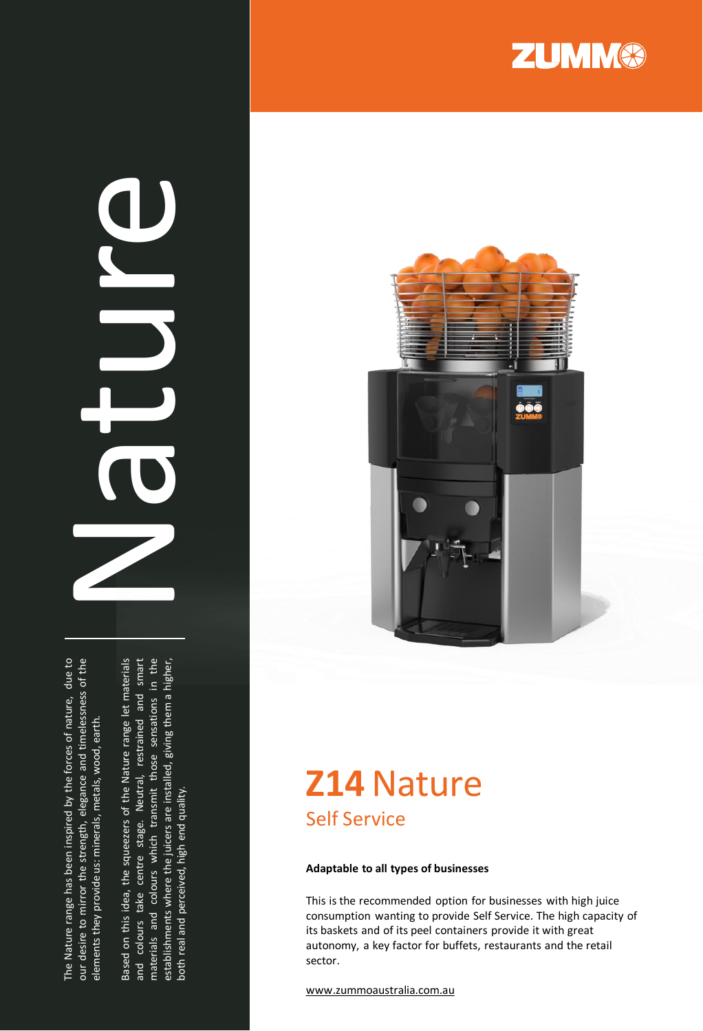ZUMMO

# Nature

The Nature range has been inspired by the forces of nature, due to our desire to mirror the strength, elegance and timelessness of the elements they provide us: minerals, metals, wood, earth.

Based on this idea, the squeezers of the Nature range let materials and colours take centre stage. Neutral, restrained and smart materials and colours which transmit those sensations in the establishments where the juicers are installed, giving them a higher, both real and perceived, high end quality.

# **Z14** Nature

## Self Service

**Adaptable to all types of businesses**

This is the recommended option for businesses with high juice consumption wanting to provide Self Service. The high capacity of its baskets and of its peel containers provide it with great autonomy, a key factor for buffets, restaurants and the retail sector.

www.zummoaustralia.com.au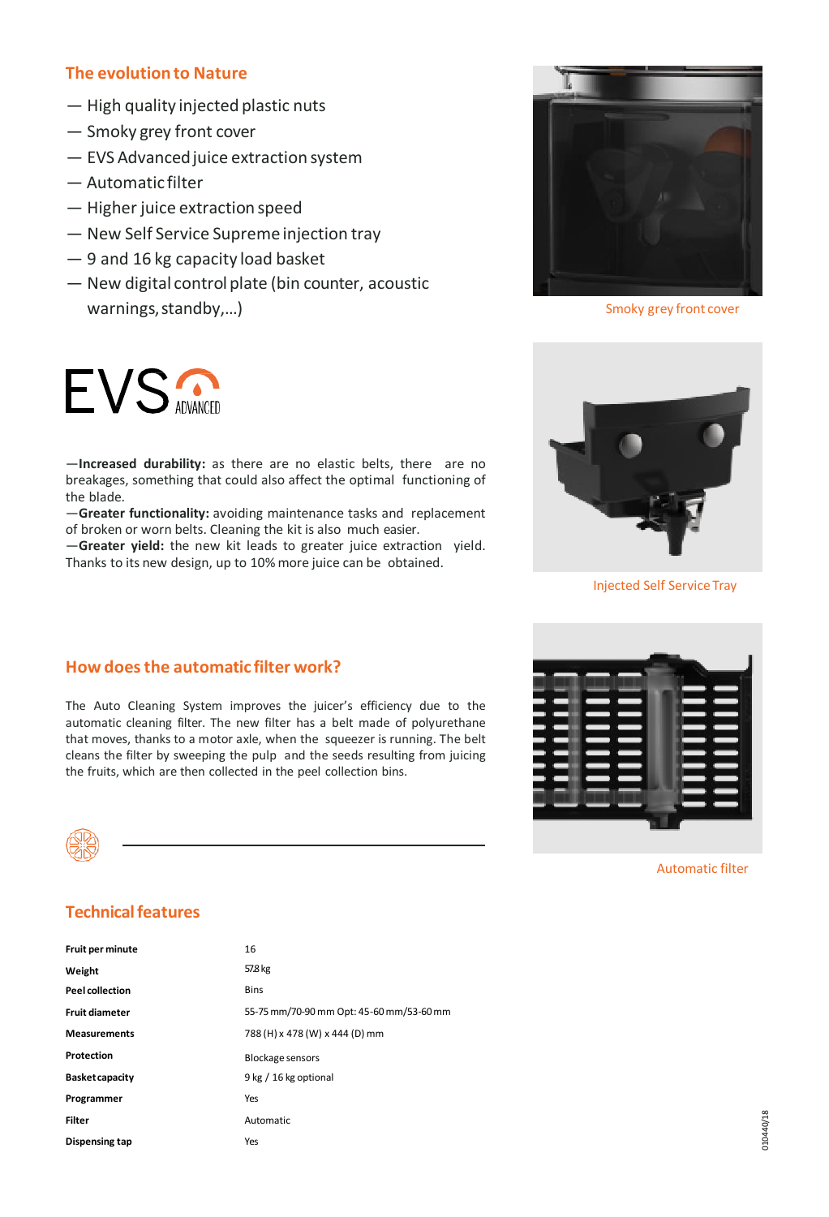## The evolution to Nature

— High quality injected plastic nuts
— Smoky grey front cover
— EVS Advanced juice extraction system
— Automatic filter
— Higher juice extraction speed
— New Self Service Supreme injection tray
— 9 and 16 kg capacity load basket
— New digital control plate (bin counter, acoustic warnings, standby,...)

Smoky grey front cover

EVS ADVANCED

—**Increased durability:** as there are no elastic belts, there are no breakages, something that could also affect the optimal functioning of the blade.
—**Greater functionality:** avoiding maintenance tasks and replacement of broken or worn belts. Cleaning the kit is also much easier.
—**Greater yield:** the new kit leads to greater juice extraction yield. Thanks to its new design, up to 10% more juice can be obtained.

Injected Self Service Tray

## How does the automatic filter work?

The Auto Cleaning System improves the juicer's efficiency due to the automatic cleaning filter. The new filter has a belt made of polyurethane that moves, thanks to a motor axle, when the squeezer is running. The belt cleans the filter by sweeping the pulp and the seeds resulting from juicing the fruits, which are then collected in the peel collection bins.

Automatic filter

## Technical features

| | |
|---|---|
| **Fruit per minute** | 16 |
| **Weight** | 57,8 kg |
| **Peel collection** | Bins |
| **Fruit diameter** | 55-75 mm/70-90 mm Opt: 45-60 mm/53-60 mm |
| **Measurements** | 788 (H) x 478 (W) x 444 (D) mm |
| **Protection** | Blockage sensors |
| **Basket capacity** | 9 kg / 16 kg optional |
| **Programmer** | Yes |
| **Filter** | Automatic |
| **Dispensing tap** | Yes |

010440/18